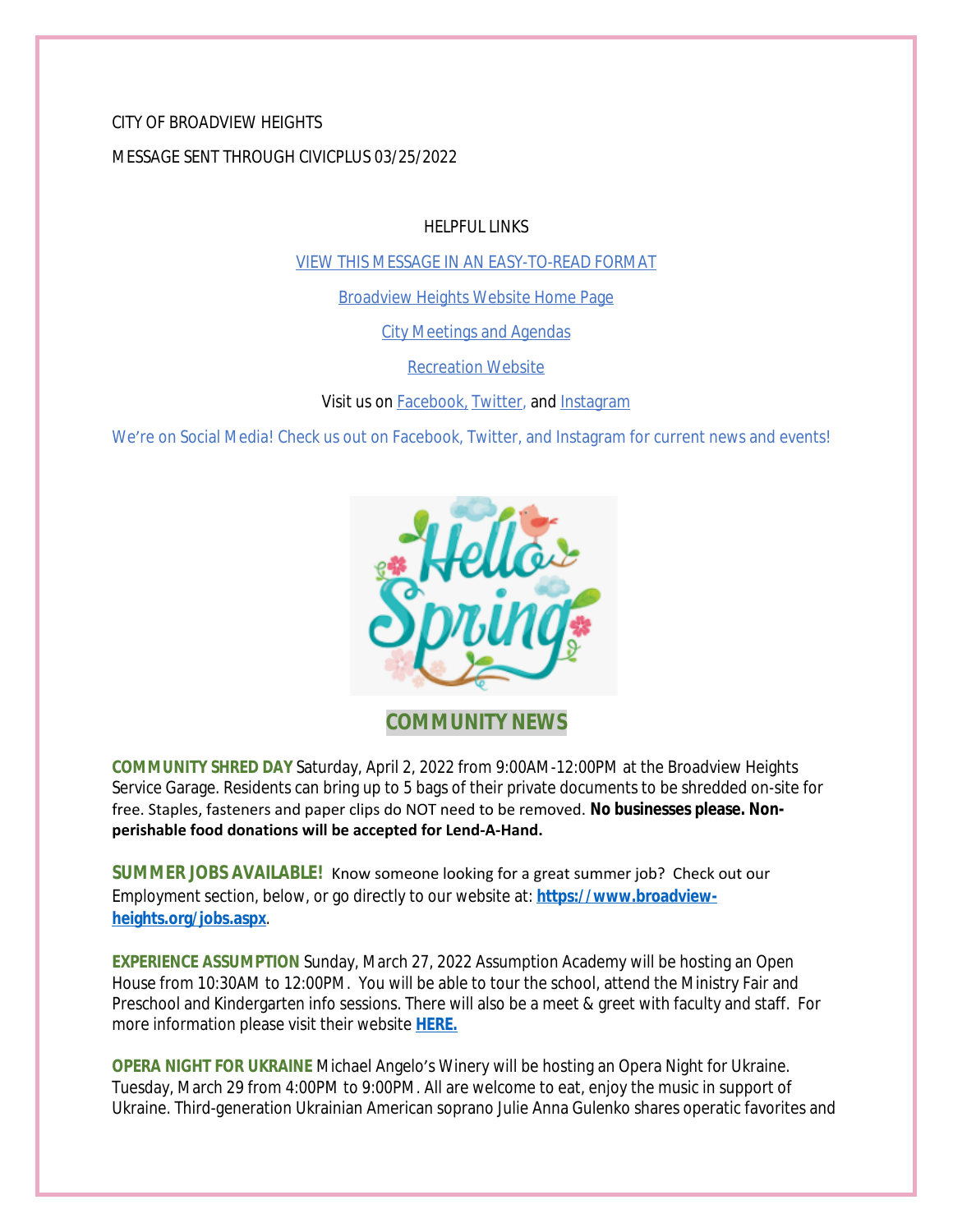CITY OF BROADVIEW HEIGHTS

MESSAGE SENT THROUGH CIVICPLUS 03/25/2022

HELPFUL LINKS

[VIEW THIS MESSAGE IN AN EASY-TO-READ FORMAT]

[Broadview Heights Website Home Page]

[City Meetings and Agendas]

[Recreation Website]

Visit us on [Facebook,] [Twitter,] and [Instagram]

We're on Social Media! Check us out on Facebook, Twitter, and Instagram for current news and events!

## COMMUNITY NEWS

**COMMUNITY SHRED DAY** Saturday, April 2, 2022 from 9:00AM-12:00PM at the Broadview Heights Service Garage. Residents can bring up to 5 bags of their private documents to be shredded on-site for free. Staples, fasteners and paper clips do NOT need to be removed. **No businesses please. Non-perishable food donations will be accepted for Lend-A-Hand.**

**SUMMER JOBS AVAILABLE!** Know someone looking for a great summer job? Check out our Employment section, below, or go directly to our website at: **https://www.broadview-heights.org/jobs.aspx**.

**EXPERIENCE ASSUMPTION** Sunday, March 27, 2022 Assumption Academy will be hosting an Open House from 10:30AM to 12:00PM. You will be able to tour the school, attend the Ministry Fair and Preschool and Kindergarten info sessions. There will also be a meet & greet with faculty and staff. For more information please visit their website **HERE.**

**OPERA NIGHT FOR UKRAINE** Michael Angelo's Winery will be hosting an Opera Night for Ukraine. Tuesday, March 29 from 4:00PM to 9:00PM. All are welcome to eat, enjoy the music in support of Ukraine. Third-generation Ukrainian American soprano Julie Anna Gulenko shares operatic favorites and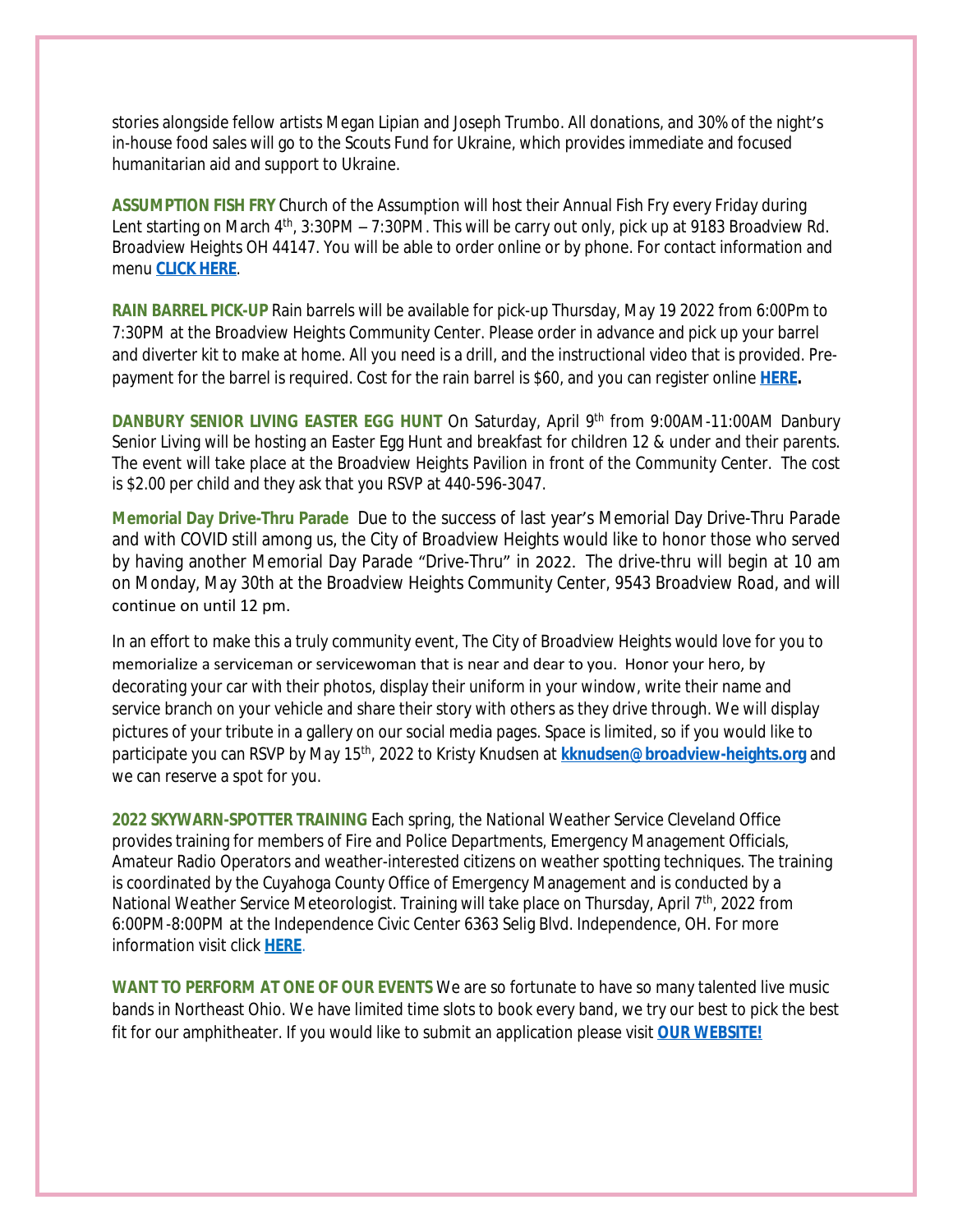stories alongside fellow artists Megan Lipian and Joseph Trumbo. All donations, and 30% of the night's in-house food sales will go to the Scouts Fund for Ukraine, which provides immediate and focused humanitarian aid and support to Ukraine.

**ASSUMPTION FISH FRY** Church of the Assumption will host their Annual Fish Fry every Friday during Lent starting on March 4th, 3:30PM – 7:30PM. This will be carry out only, pick up at 9183 Broadview Rd. Broadview Heights OH 44147. You will be able to order online or by phone. For contact information and menu **CLICK HERE**.

**RAIN BARREL PICK-UP** Rain barrels will be available for pick-up Thursday, May 19 2022 from 6:00Pm to 7:30PM at the Broadview Heights Community Center. Please order in advance and pick up your barrel and diverter kit to make at home. All you need is a drill, and the instructional video that is provided. Pre-payment for the barrel is required. Cost for the rain barrel is $60, and you can register online **HERE.**

**DANBURY SENIOR LIVING EASTER EGG HUNT** On Saturday, April 9th from 9:00AM-11:00AM Danbury Senior Living will be hosting an Easter Egg Hunt and breakfast for children 12 & under and their parents. The event will take place at the Broadview Heights Pavilion in front of the Community Center. The cost is $2.00 per child and they ask that you RSVP at 440-596-3047.

**Memorial Day Drive-Thru Parade** Due to the success of last year's Memorial Day Drive-Thru Parade and with COVID still among us, the City of Broadview Heights would like to honor those who served by having another Memorial Day Parade "Drive-Thru" in 2022. The drive-thru will begin at 10 am on Monday, May 30th at the Broadview Heights Community Center, 9543 Broadview Road, and will continue on until 12 pm.

In an effort to make this a truly community event, The City of Broadview Heights would love for you to memorialize a serviceman or servicewoman that is near and dear to you. Honor your hero, by decorating your car with their photos, display their uniform in your window, write their name and service branch on your vehicle and share their story with others as they drive through. We will display pictures of your tribute in a gallery on our social media pages. Space is limited, so if you would like to participate you can RSVP by May 15th, 2022 to Kristy Knudsen at **kknudsen@broadview-heights.org** and we can reserve a spot for you.

**2022 SKYWARN-SPOTTER TRAINING** Each spring, the National Weather Service Cleveland Office provides training for members of Fire and Police Departments, Emergency Management Officials, Amateur Radio Operators and weather-interested citizens on weather spotting techniques. The training is coordinated by the Cuyahoga County Office of Emergency Management and is conducted by a National Weather Service Meteorologist. Training will take place on Thursday, April 7th, 2022 from 6:00PM-8:00PM at the Independence Civic Center 6363 Selig Blvd. Independence, OH. For more information visit click **HERE**.

**WANT TO PERFORM AT ONE OF OUR EVENTS** We are so fortunate to have so many talented live music bands in Northeast Ohio. We have limited time slots to book every band, we try our best to pick the best fit for our amphitheater. If you would like to submit an application please visit **OUR WEBSITE!**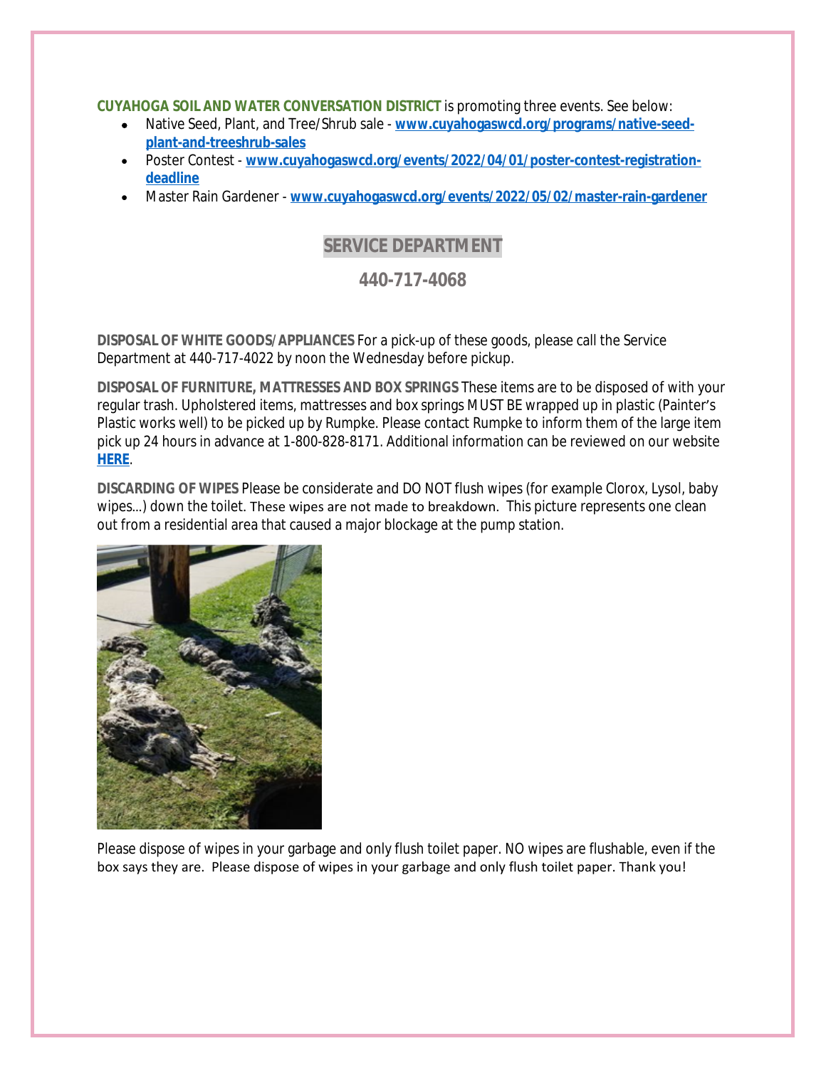**CUYAHOGA SOIL AND WATER CONVERSATION DISTRICT** is promoting three events. See below:

- Native Seed, Plant, and Tree/Shrub sale - **[www.cuyahogaswcd.org/programs/native-seed-plant-and-treeshrub-sales](www.cuyahogaswcd.org/programs/native-seed-plant-and-treeshrub-sales)**
- Poster Contest - **[www.cuyahogaswcd.org/events/2022/04/01/poster-contest-registration-deadline](www.cuyahogaswcd.org/events/2022/04/01/poster-contest-registration-deadline)**
- Master Rain Gardener - **[www.cuyahogaswcd.org/events/2022/05/02/master-rain-gardener](www.cuyahogaswcd.org/events/2022/05/02/master-rain-gardener)**

## SERVICE DEPARTMENT

## 440-717-4068

**DISPOSAL OF WHITE GOODS/APPLIANCES** For a pick-up of these goods, please call the Service Department at 440-717-4022 by noon the Wednesday before pickup.

**DISPOSAL OF FURNITURE, MATTRESSES AND BOX SPRINGS** These items are to be disposed of with your regular trash. Upholstered items, mattresses and box springs MUST BE wrapped up in plastic (Painter's Plastic works well) to be picked up by Rumpke. Please contact Rumpke to inform them of the large item pick up 24 hours in advance at 1-800-828-8171. Additional information can be reviewed on our website **HERE**.

**DISCARDING OF WIPES** Please be considerate and DO NOT flush wipes (for example Clorox, Lysol, baby wipes…) down the toilet. These wipes are not made to breakdown. This picture represents one clean out from a residential area that caused a major blockage at the pump station.

Please dispose of wipes in your garbage and only flush toilet paper. NO wipes are flushable, even if the box says they are. Please dispose of wipes in your garbage and only flush toilet paper. Thank you!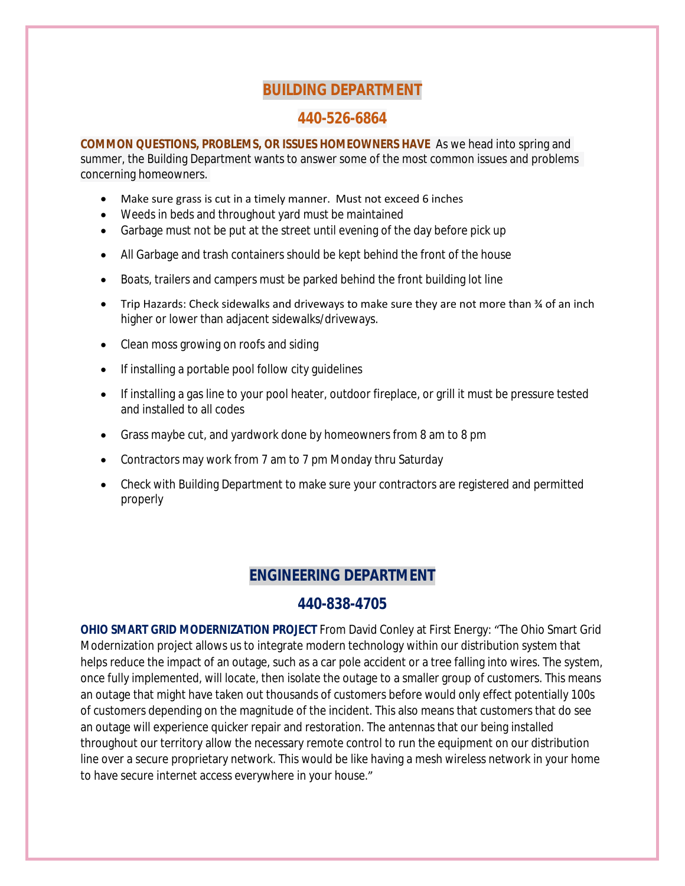## BUILDING DEPARTMENT

## 440-526-6864

**COMMON QUESTIONS, PROBLEMS, OR ISSUES HOMEOWNERS HAVE** As we head into spring and summer, the Building Department wants to answer some of the most common issues and problems concerning homeowners.

- Make sure grass is cut in a timely manner. Must not exceed 6 inches
- Weeds in beds and throughout yard must be maintained
- Garbage must not be put at the street until evening of the day before pick up
- All Garbage and trash containers should be kept behind the front of the house
- Boats, trailers and campers must be parked behind the front building lot line
- Trip Hazards: Check sidewalks and driveways to make sure they are not more than ¾ of an inch higher or lower than adjacent sidewalks/driveways.
- Clean moss growing on roofs and siding
- If installing a portable pool follow city guidelines
- If installing a gas line to your pool heater, outdoor fireplace, or grill it must be pressure tested and installed to all codes
- Grass maybe cut, and yardwork done by homeowners from 8 am to 8 pm
- Contractors may work from 7 am to 7 pm Monday thru Saturday
- Check with Building Department to make sure your contractors are registered and permitted properly

## ENGINEERING DEPARTMENT

## 440-838-4705

**OHIO SMART GRID MODERNIZATION PROJECT** From David Conley at First Energy: "The Ohio Smart Grid Modernization project allows us to integrate modern technology within our distribution system that helps reduce the impact of an outage, such as a car pole accident or a tree falling into wires. The system, once fully implemented, will locate, then isolate the outage to a smaller group of customers. This means an outage that might have taken out thousands of customers before would only effect potentially 100s of customers depending on the magnitude of the incident. This also means that customers that do see an outage will experience quicker repair and restoration. The antennas that our being installed throughout our territory allow the necessary remote control to run the equipment on our distribution line over a secure proprietary network. This would be like having a mesh wireless network in your home to have secure internet access everywhere in your house."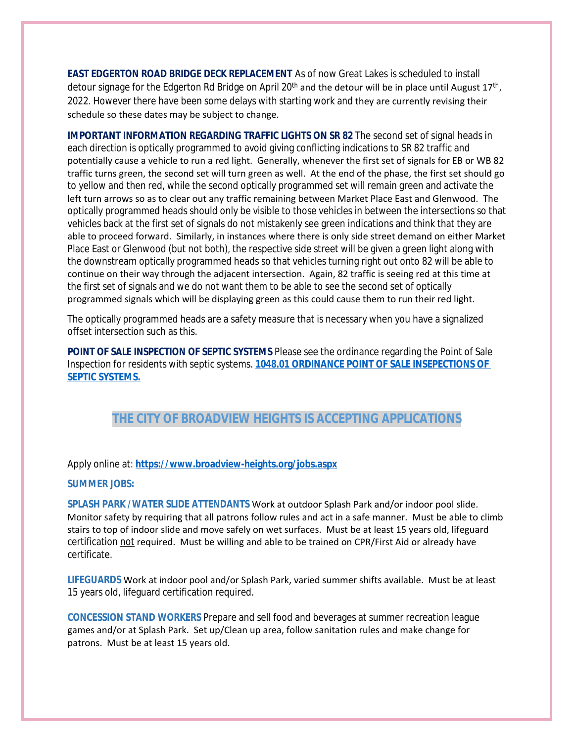**EAST EDGERTON ROAD BRIDGE DECK REPLACEMENT** As of now Great Lakes is scheduled to install detour signage for the Edgerton Rd Bridge on April 20th and the detour will be in place until August 17th, 2022. However there have been some delays with starting work and they are currently revising their schedule so these dates may be subject to change.

**IMPORTANT INFORMATION REGARDING TRAFFIC LIGHTS ON SR 82** The second set of signal heads in each direction is optically programmed to avoid giving conflicting indications to SR 82 traffic and potentially cause a vehicle to run a red light. Generally, whenever the first set of signals for EB or WB 82 traffic turns green, the second set will turn green as well. At the end of the phase, the first set should go to yellow and then red, while the second optically programmed set will remain green and activate the left turn arrows so as to clear out any traffic remaining between Market Place East and Glenwood. The optically programmed heads should only be visible to those vehicles in between the intersections so that vehicles back at the first set of signals do not mistakenly see green indications and think that they are able to proceed forward. Similarly, in instances where there is only side street demand on either Market Place East or Glenwood (but not both), the respective side street will be given a green light along with the downstream optically programmed heads so that vehicles turning right out onto 82 will be able to continue on their way through the adjacent intersection. Again, 82 traffic is seeing red at this time at the first set of signals and we do not want them to be able to see the second set of optically programmed signals which will be displaying green as this could cause them to run their red light.

The optically programmed heads are a safety measure that is necessary when you have a signalized offset intersection such as this.

**POINT OF SALE INSPECTION OF SEPTIC SYSTEMS** Please see the ordinance regarding the Point of Sale Inspection for residents with septic systems. **1048.01 ORDINANCE POINT OF SALE INSEPECTIONS OF SEPTIC SYSTEMS.**

## THE CITY OF BROADVIEW HEIGHTS IS ACCEPTING APPLICATIONS

Apply online at: **https://www.broadview-heights.org/jobs.aspx**

**SUMMER JOBS:**

**SPLASH PARK / WATER SLIDE ATTENDANTS** Work at outdoor Splash Park and/or indoor pool slide. Monitor safety by requiring that all patrons follow rules and act in a safe manner. Must be able to climb stairs to top of indoor slide and move safely on wet surfaces. Must be at least 15 years old, lifeguard certification not required. Must be willing and able to be trained on CPR/First Aid or already have certificate.

**LIFEGUARDS** Work at indoor pool and/or Splash Park, varied summer shifts available. Must be at least 15 years old, lifeguard certification required.

**CONCESSION STAND WORKERS** Prepare and sell food and beverages at summer recreation league games and/or at Splash Park. Set up/Clean up area, follow sanitation rules and make change for patrons. Must be at least 15 years old.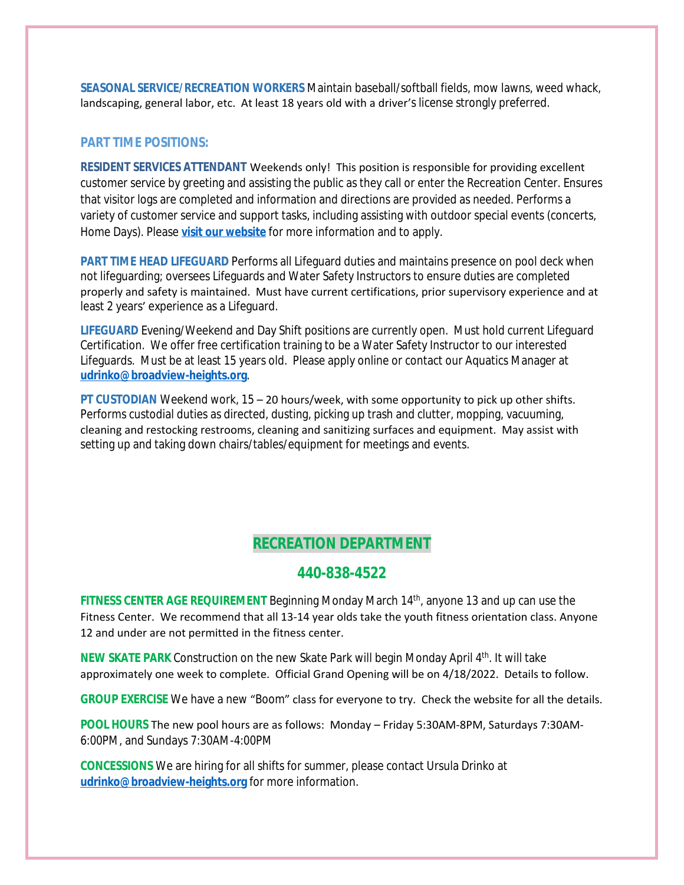**SEASONAL SERVICE/RECREATION WORKERS** Maintain baseball/softball fields, mow lawns, weed whack, landscaping, general labor, etc. At least 18 years old with a driver's license strongly preferred.

### PART TIME POSITIONS:

**RESIDENT SERVICES ATTENDANT** Weekends only! This position is responsible for providing excellent customer service by greeting and assisting the public as they call or enter the Recreation Center. Ensures that visitor logs are completed and information and directions are provided as needed. Performs a variety of customer service and support tasks, including assisting with outdoor special events (concerts, Home Days). Please **visit our website** for more information and to apply.

**PART TIME HEAD LIFEGUARD** Performs all Lifeguard duties and maintains presence on pool deck when not lifeguarding; oversees Lifeguards and Water Safety Instructors to ensure duties are completed properly and safety is maintained. Must have current certifications, prior supervisory experience and at least 2 years' experience as a Lifeguard.

**LIFEGUARD** Evening/Weekend and Day Shift positions are currently open. Must hold current Lifeguard Certification. We offer free certification training to be a Water Safety Instructor to our interested Lifeguards. Must be at least 15 years old. Please apply online or contact our Aquatics Manager at **udrinko@broadview-heights.org**.

**PT CUSTODIAN** Weekend work, 15 – 20 hours/week, with some opportunity to pick up other shifts. Performs custodial duties as directed, dusting, picking up trash and clutter, mopping, vacuuming, cleaning and restocking restrooms, cleaning and sanitizing surfaces and equipment. May assist with setting up and taking down chairs/tables/equipment for meetings and events.

## RECREATION DEPARTMENT

## 440-838-4522

**FITNESS CENTER AGE REQUIREMENT** Beginning Monday March 14th, anyone 13 and up can use the Fitness Center. We recommend that all 13-14 year olds take the youth fitness orientation class. Anyone 12 and under are not permitted in the fitness center.

**NEW SKATE PARK** Construction on the new Skate Park will begin Monday April 4th. It will take approximately one week to complete. Official Grand Opening will be on 4/18/2022. Details to follow.

**GROUP EXERCISE** We have a new "Boom" class for everyone to try. Check the website for all the details.

**POOL HOURS** The new pool hours are as follows: Monday – Friday 5:30AM-8PM, Saturdays 7:30AM-6:00PM, and Sundays 7:30AM-4:00PM

**CONCESSIONS** We are hiring for all shifts for summer, please contact Ursula Drinko at **udrinko@broadview-heights.org** for more information.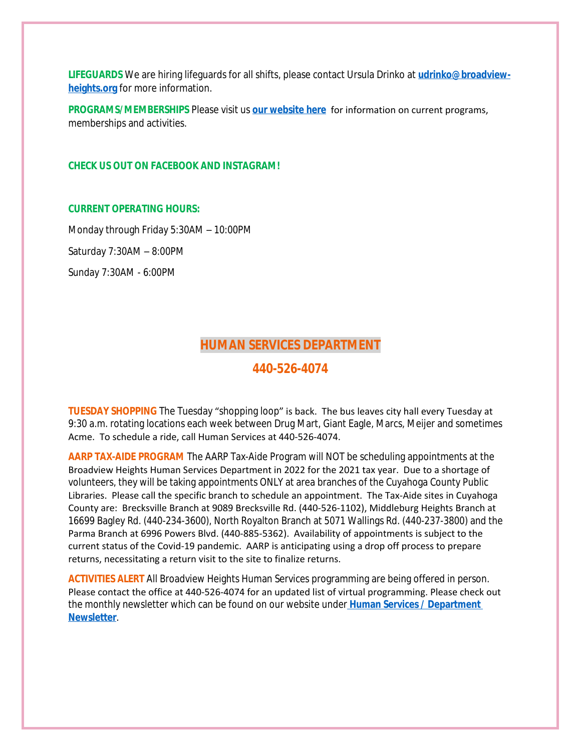**LIFEGUARDS** We are hiring lifeguards for all shifts, please contact Ursula Drinko at **udrinko@broadview-heights.org** for more information.

**PROGRAMS/MEMBERSHIPS** Please visit us **our website here** for information on current programs, memberships and activities.

**CHECK US OUT ON FACEBOOK AND INSTAGRAM!**

**CURRENT OPERATING HOURS:**

Monday through Friday 5:30AM – 10:00PM

Saturday 7:30AM – 8:00PM

Sunday 7:30AM - 6:00PM

## HUMAN SERVICES DEPARTMENT

## 440-526-4074

**TUESDAY SHOPPING** The Tuesday "shopping loop" is back. The bus leaves city hall every Tuesday at 9:30 a.m. rotating locations each week between Drug Mart, Giant Eagle, Marcs, Meijer and sometimes Acme. To schedule a ride, call Human Services at 440-526-4074.

**AARP TAX-AIDE PROGRAM** The AARP Tax-Aide Program will NOT be scheduling appointments at the Broadview Heights Human Services Department in 2022 for the 2021 tax year. Due to a shortage of volunteers, they will be taking appointments ONLY at area branches of the Cuyahoga County Public Libraries. Please call the specific branch to schedule an appointment. The Tax-Aide sites in Cuyahoga County are: Brecksville Branch at 9089 Brecksville Rd. (440-526-1102), Middleburg Heights Branch at 16699 Bagley Rd. (440-234-3600), North Royalton Branch at 5071 Wallings Rd. (440-237-3800) and the Parma Branch at 6996 Powers Blvd. (440-885-5362). Availability of appointments is subject to the current status of the Covid-19 pandemic. AARP is anticipating using a drop off process to prepare returns, necessitating a return visit to the site to finalize returns.

**ACTIVITIES ALERT** All Broadview Heights Human Services programming are being offered in person. Please contact the office at 440-526-4074 for an updated list of virtual programming. Please check out the monthly newsletter which can be found on our website under **Human Services / Department Newsletter**.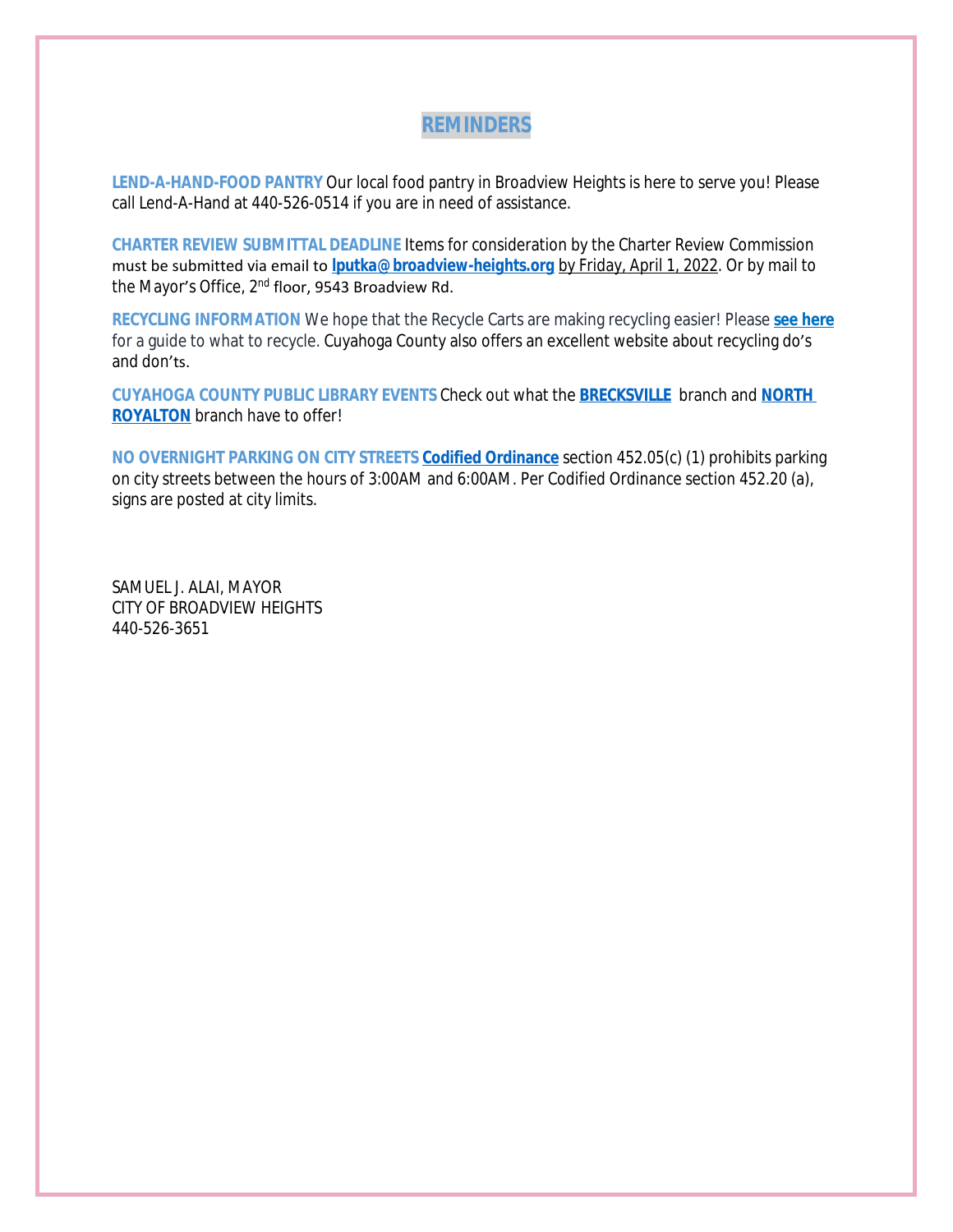## REMINDERS

**LEND-A-HAND-FOOD PANTRY** Our local food pantry in Broadview Heights is here to serve you! Please call Lend-A-Hand at 440-526-0514 if you are in need of assistance.

**CHARTER REVIEW SUBMITTAL DEADLINE** Items for consideration by the Charter Review Commission must be submitted via email to **lputka@broadview-heights.org** by Friday, April 1, 2022. Or by mail to the Mayor's Office, 2nd floor, 9543 Broadview Rd.

**RECYCLING INFORMATION** We hope that the Recycle Carts are making recycling easier! Please **see here** for a guide to what to recycle. Cuyahoga County also offers an excellent website about recycling do's and don'ts.

**CUYAHOGA COUNTY PUBLIC LIBRARY EVENTS** Check out what the **BRECKSVILLE** branch and **NORTH ROYALTON** branch have to offer!

**NO OVERNIGHT PARKING ON CITY STREETS** **Codified Ordinance** section 452.05(c) (1) prohibits parking on city streets between the hours of 3:00AM and 6:00AM. Per Codified Ordinance section 452.20 (a), signs are posted at city limits.

SAMUEL J. ALAI, MAYOR
CITY OF BROADVIEW HEIGHTS
440-526-3651